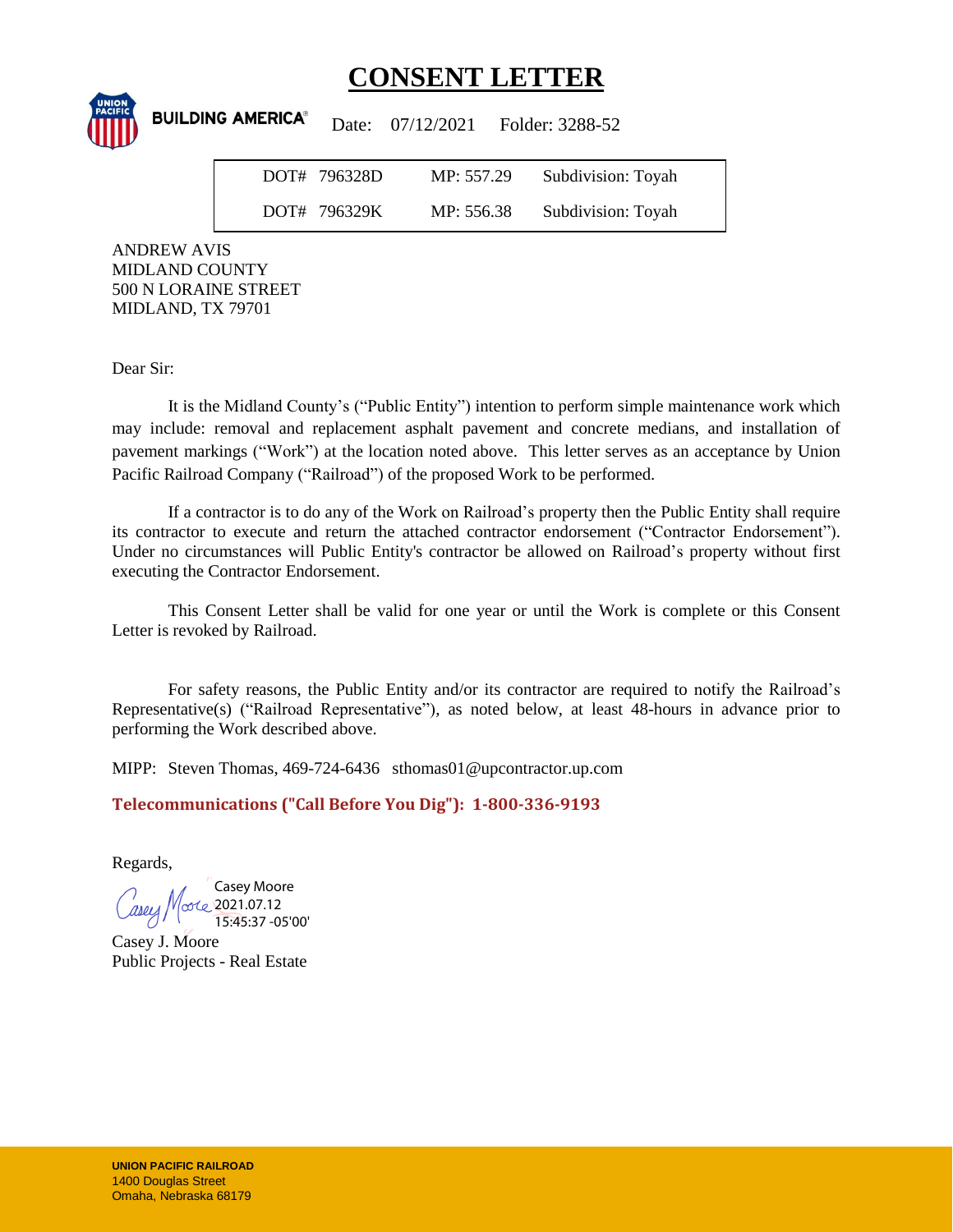# CONSENT LETTER

BUILDING AMERICA® Date: 07/12/2021 Folder: 3288-52

| DOT# | MP | Subdivision |
|---|---|---|
| DOT# 796328D | MP: 557.29 | Subdivision: Toyah |
| DOT# 796329K | MP: 556.38 | Subdivision: Toyah |

ANDREW AVIS
MIDLAND COUNTY
500 N LORAINE STREET
MIDLAND, TX 79701

Dear Sir:

It is the Midland County's ("Public Entity") intention to perform simple maintenance work which may include: removal and replacement asphalt pavement and concrete medians, and installation of pavement markings ("Work") at the location noted above. This letter serves as an acceptance by Union Pacific Railroad Company ("Railroad") of the proposed Work to be performed.

If a contractor is to do any of the Work on Railroad's property then the Public Entity shall require its contractor to execute and return the attached contractor endorsement ("Contractor Endorsement"). Under no circumstances will Public Entity's contractor be allowed on Railroad's property without first executing the Contractor Endorsement.

This Consent Letter shall be valid for one year or until the Work is complete or this Consent Letter is revoked by Railroad.

For safety reasons, the Public Entity and/or its contractor are required to notify the Railroad's Representative(s) ("Railroad Representative"), as noted below, at least 48-hours in advance prior to performing the Work described above.

MIPP: Steven Thomas, 469-724-6436 sthomas01@upcontractor.up.com

**Telecommunications ("Call Before You Dig"): 1-800-336-9193**

Regards,

Casey Moore
2021.07.12
15:45:37 -05'00'

Casey J. Moore
Public Projects - Real Estate

**UNION PACIFIC RAILROAD**
1400 Douglas Street
Omaha, Nebraska 68179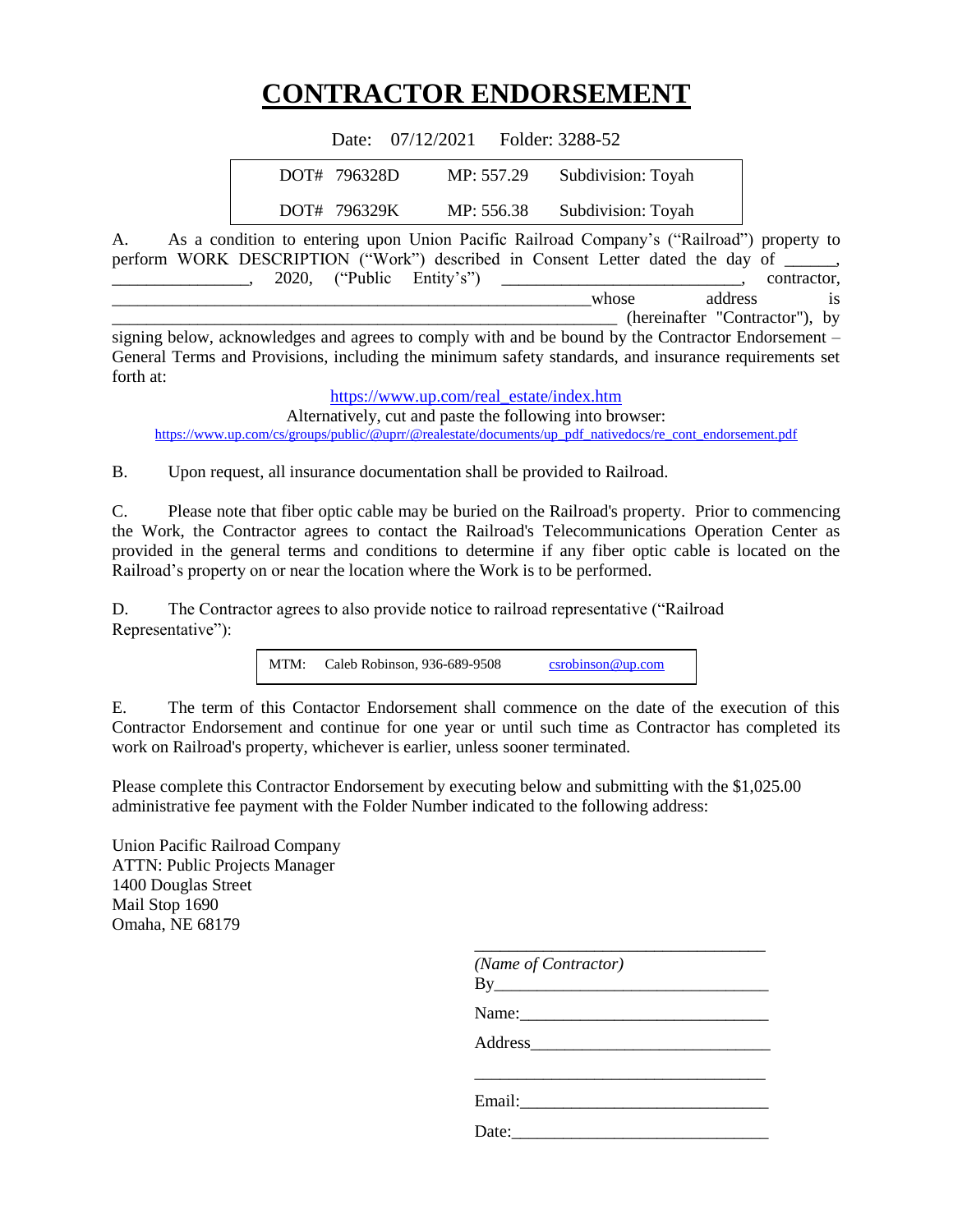# CONTRACTOR ENDORSEMENT

Date: 07/12/2021 Folder: 3288-52

| | | |
|---|---|---|
| DOT# 796328D | MP: 557.29 | Subdivision: Toyah |
| DOT# 796329K | MP: 556.38 | Subdivision: Toyah |

A. As a condition to entering upon Union Pacific Railroad Company's ("Railroad") property to perform WORK DESCRIPTION ("Work") described in Consent Letter dated the day of ______, ________________, 2020, ("Public Entity's") ____________________________, contractor, ___________________________________________________________whose address is ______________________________________________________________ (hereinafter "Contractor"), by signing below, acknowledges and agrees to comply with and be bound by the Contractor Endorsement – General Terms and Provisions, including the minimum safety standards, and insurance requirements set forth at:

https://www.up.com/real_estate/index.htm

Alternatively, cut and paste the following into browser:

https://www.up.com/cs/groups/public/@uprr/@realestate/documents/up_pdf_nativedocs/re_cont_endorsement.pdf

B. Upon request, all insurance documentation shall be provided to Railroad.

C. Please note that fiber optic cable may be buried on the Railroad's property. Prior to commencing the Work, the Contractor agrees to contact the Railroad's Telecommunications Operation Center as provided in the general terms and conditions to determine if any fiber optic cable is located on the Railroad's property on or near the location where the Work is to be performed.

D. The Contractor agrees to also provide notice to railroad representative ("Railroad Representative"):

| | | |
|---|---|---|
| MTM: | Caleb Robinson, 936-689-9508 | csrobinson@up.com |

E. The term of this Contactor Endorsement shall commence on the date of the execution of this Contractor Endorsement and continue for one year or until such time as Contractor has completed its work on Railroad's property, whichever is earlier, unless sooner terminated.

Please complete this Contractor Endorsement by executing below and submitting with the $1,025.00 administrative fee payment with the Folder Number indicated to the following address:

Union Pacific Railroad Company
ATTN: Public Projects Manager
1400 Douglas Street
Mail Stop 1690
Omaha, NE 68179

__________________________________
*(Name of Contractor)*
By________________________________

Name:_____________________________

Address___________________________

__________________________________

Email:_____________________________

Date:______________________________